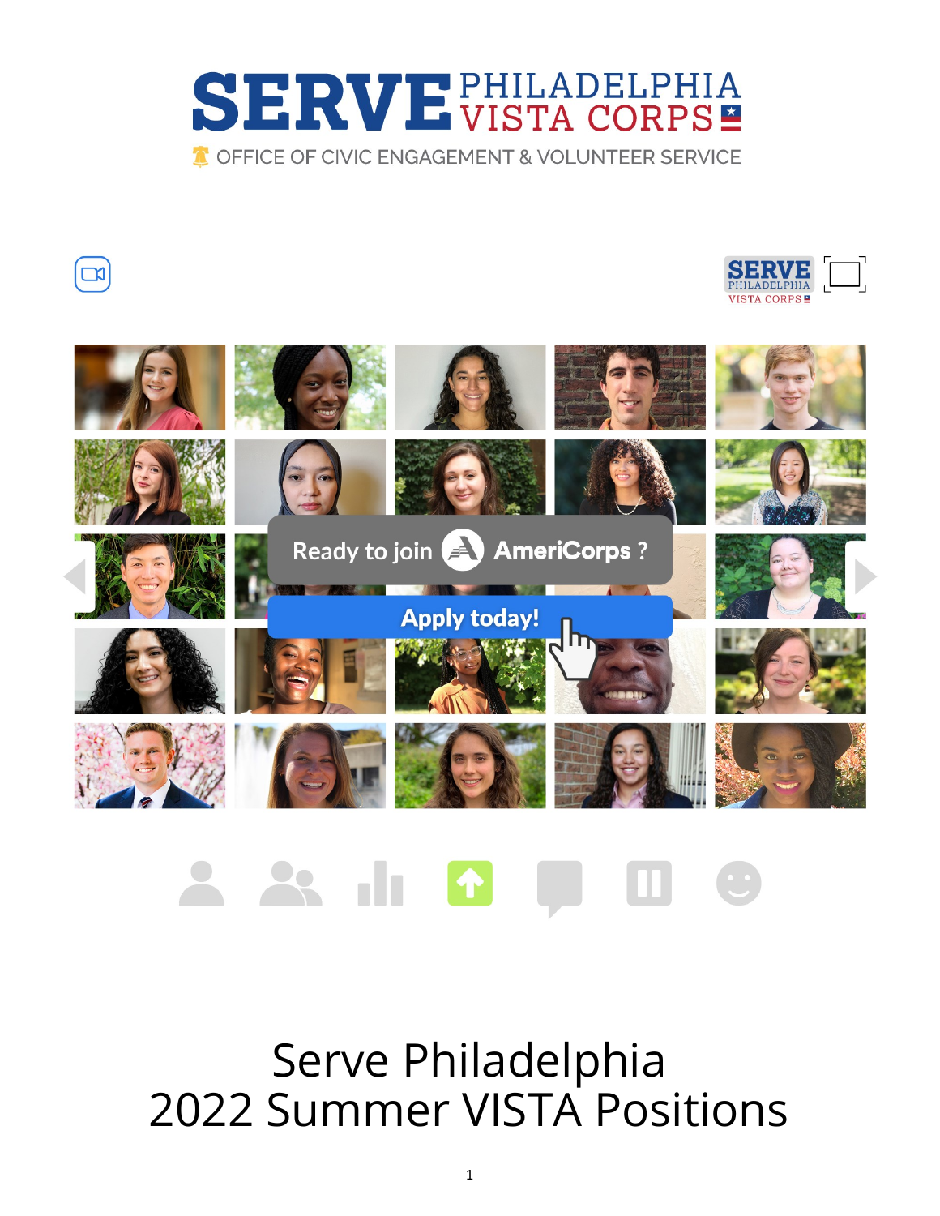# SERVE PHILADELPHIA VISTA CORPS

OFFICE OF CIVIC ENGAGEMENT & VOLUNTEER SERVICE

Ready to join AmeriCorps ?

Apply today!

# Serve Philadelphia 2022 Summer VISTA Positions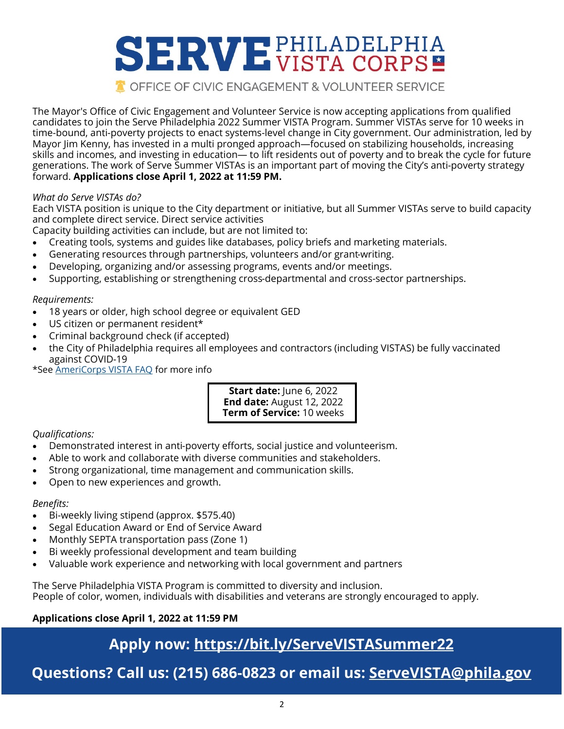# SERVE PHILADELPHIA VISTA CORPS

OFFICE OF CIVIC ENGAGEMENT & VOLUNTEER SERVICE

The Mayor's Office of Civic Engagement and Volunteer Service is now accepting applications from qualified candidates to join the Serve Philadelphia 2022 Summer VISTA Program. Summer VISTAs serve for 10 weeks in time-bound, anti-poverty projects to enact systems-level change in City government. Our administration, led by Mayor Jim Kenny, has invested in a multi pronged approach—focused on stabilizing households, increasing skills and incomes, and investing in education— to lift residents out of poverty and to break the cycle for future generations. The work of Serve Summer VISTAs is an important part of moving the City's anti-poverty strategy forward. **Applications close April 1, 2022 at 11:59 PM.**

*What do Serve VISTAs do?*

Each VISTA position is unique to the City department or initiative, but all Summer VISTAs serve to build capacity and complete direct service. Direct service activities

Capacity building activities can include, but are not limited to:

- Creating tools, systems and guides like databases, policy briefs and marketing materials.
- Generating resources through partnerships, volunteers and/or grant-writing.
- Developing, organizing and/or assessing programs, events and/or meetings.
- Supporting, establishing or strengthening cross-departmental and cross-sector partnerships.

*Requirements:*

- 18 years or older, high school degree or equivalent GED
- US citizen or permanent resident*
- Criminal background check (if accepted)
- the City of Philadelphia requires all employees and contractors (including VISTAS) be fully vaccinated against COVID-19

*See AmeriCorps VISTA FAQ for more info

**Start date:** June 6, 2022
**End date:** August 12, 2022
**Term of Service:** 10 weeks

*Qualifications:*

- Demonstrated interest in anti-poverty efforts, social justice and volunteerism.
- Able to work and collaborate with diverse communities and stakeholders.
- Strong organizational, time management and communication skills.
- Open to new experiences and growth.

*Benefits:*

- Bi-weekly living stipend (approx. $575.40)
- Segal Education Award or End of Service Award
- Monthly SEPTA transportation pass (Zone 1)
- Bi weekly professional development and team building
- Valuable work experience and networking with local government and partners

The Serve Philadelphia VISTA Program is committed to diversity and inclusion.
People of color, women, individuals with disabilities and veterans are strongly encouraged to apply.

**Applications close April 1, 2022 at 11:59 PM**

**Apply now: https://bit.ly/ServeVISTASummer22**

**Questions? Call us: (215) 686-0823 or email us: ServeVISTA@phila.gov**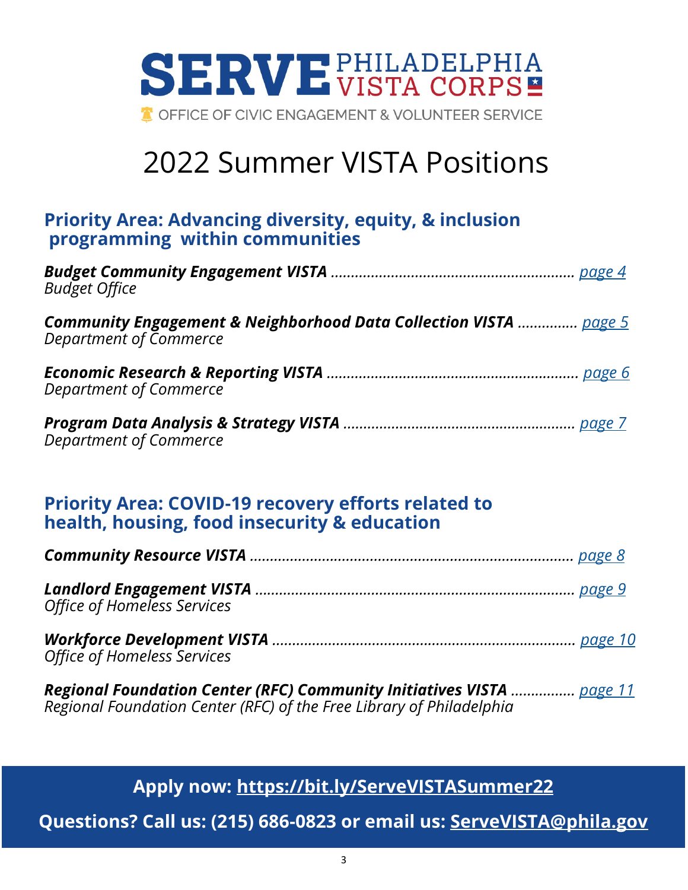SERVE PHILADELPHIA VISTA CORPS

OFFICE OF CIVIC ENGAGEMENT & VOLUNTEER SERVICE

# 2022 Summer VISTA Positions

## Priority Area: Advancing diversity, equity, & inclusion programming within communities

***Budget Community Engagement VISTA*** ............................................................ *page 4*
*Budget Office*

***Community Engagement & Neighborhood Data Collection VISTA*** .............. *page 5*
*Department of Commerce*

***Economic Research & Reporting VISTA*** ............................................................... *page 6*
*Department of Commerce*

***Program Data Analysis & Strategy VISTA*** ........................................................ *page 7*
*Department of Commerce*

## Priority Area: COVID-19 recovery efforts related to health, housing, food insecurity & education

***Community Resource VISTA*** ............................................................................... *page 8*

***Landlord Engagement VISTA*** ............................................................................... *page 9*
*Office of Homeless Services*

***Workforce Development VISTA*** ......................................................................... *page 10*
*Office of Homeless Services*

***Regional Foundation Center (RFC) Community Initiatives VISTA*** ................ *page 11*
*Regional Foundation Center (RFC) of the Free Library of Philadelphia*

**Apply now: https://bit.ly/ServeVISTASummer22**

**Questions? Call us: (215) 686-0823 or email us: ServeVISTA@phila.gov**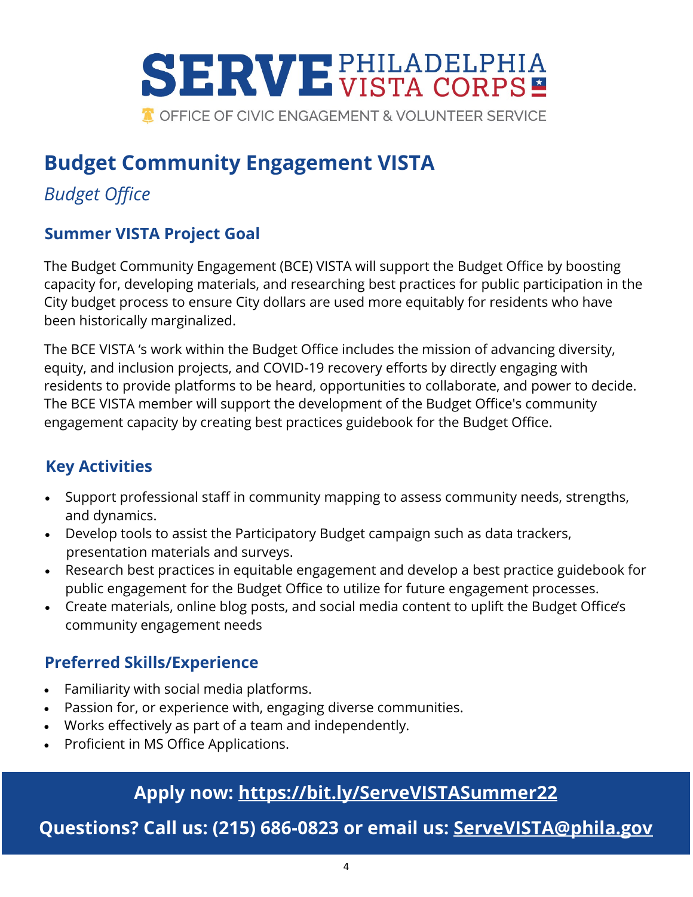SERVE PHILADELPHIA VISTA CORPS

OFFICE OF CIVIC ENGAGEMENT & VOLUNTEER SERVICE

# Budget Community Engagement VISTA

*Budget Office*

## Summer VISTA Project Goal

The Budget Community Engagement (BCE) VISTA will support the Budget Office by boosting capacity for, developing materials, and researching best practices for public participation in the City budget process to ensure City dollars are used more equitably for residents who have been historically marginalized.

The BCE VISTA 's work within the Budget Office includes the mission of advancing diversity, equity, and inclusion projects, and COVID-19 recovery efforts by directly engaging with residents to provide platforms to be heard, opportunities to collaborate, and power to decide. The BCE VISTA member will support the development of the Budget Office's community engagement capacity by creating best practices guidebook for the Budget Office.

## Key Activities

- Support professional staff in community mapping to assess community needs, strengths, and dynamics.
- Develop tools to assist the Participatory Budget campaign such as data trackers, presentation materials and surveys.
- Research best practices in equitable engagement and develop a best practice guidebook for public engagement for the Budget Office to utilize for future engagement processes.
- Create materials, online blog posts, and social media content to uplift the Budget Office's community engagement needs

## Preferred Skills/Experience

- Familiarity with social media platforms.
- Passion for, or experience with, engaging diverse communities.
- Works effectively as part of a team and independently.
- Proficient in MS Office Applications.

**Apply now: https://bit.ly/ServeVISTASummer22**

**Questions? Call us: (215) 686-0823 or email us: ServeVISTA@phila.gov**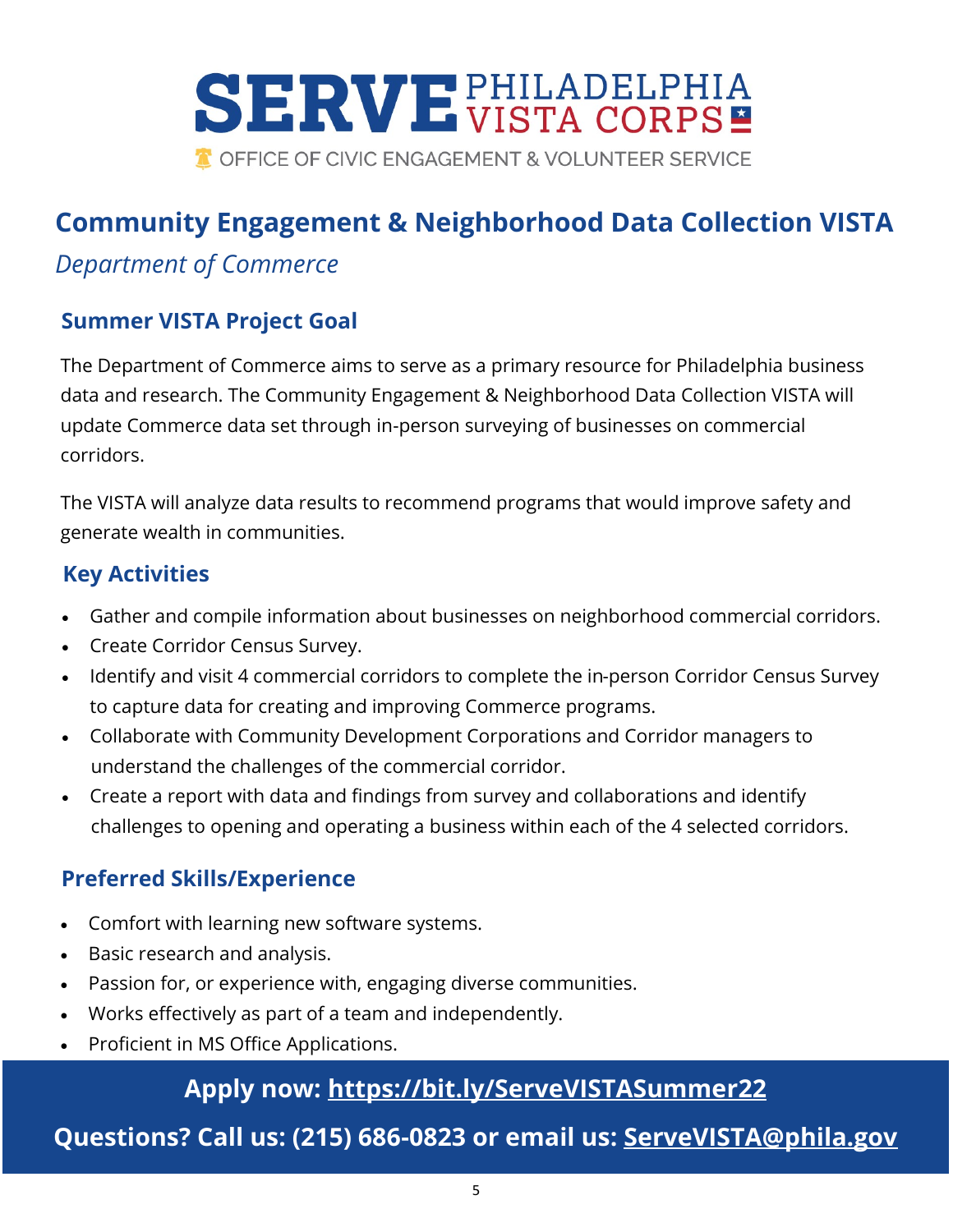SERVE PHILADELPHIA VISTA CORPS

OFFICE OF CIVIC ENGAGEMENT & VOLUNTEER SERVICE

# Community Engagement & Neighborhood Data Collection VISTA

*Department of Commerce*

## Summer VISTA Project Goal

The Department of Commerce aims to serve as a primary resource for Philadelphia business data and research. The Community Engagement & Neighborhood Data Collection VISTA will update Commerce data set through in-person surveying of businesses on commercial corridors.

The VISTA will analyze data results to recommend programs that would improve safety and generate wealth in communities.

## Key Activities

- Gather and compile information about businesses on neighborhood commercial corridors.
- Create Corridor Census Survey.
- Identify and visit 4 commercial corridors to complete the in-person Corridor Census Survey to capture data for creating and improving Commerce programs.
- Collaborate with Community Development Corporations and Corridor managers to understand the challenges of the commercial corridor.
- Create a report with data and findings from survey and collaborations and identify challenges to opening and operating a business within each of the 4 selected corridors.

## Preferred Skills/Experience

- Comfort with learning new software systems.
- Basic research and analysis.
- Passion for, or experience with, engaging diverse communities.
- Works effectively as part of a team and independently.
- Proficient in MS Office Applications.

**Apply now: https://bit.ly/ServeVISTASummer22**

**Questions? Call us: (215) 686-0823 or email us: ServeVISTA@phila.gov**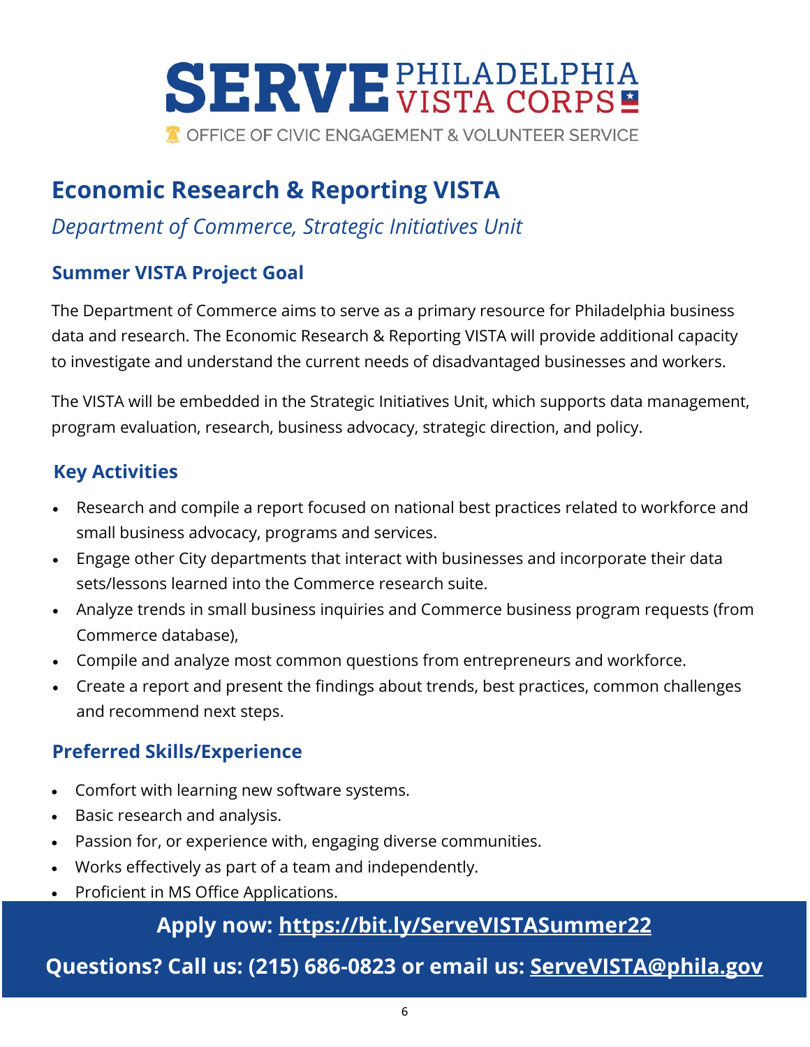SERVE PHILADELPHIA VISTA CORPS

OFFICE OF CIVIC ENGAGEMENT & VOLUNTEER SERVICE

# Economic Research & Reporting VISTA

*Department of Commerce, Strategic Initiatives Unit*

## Summer VISTA Project Goal

The Department of Commerce aims to serve as a primary resource for Philadelphia business data and research. The Economic Research & Reporting VISTA will provide additional capacity to investigate and understand the current needs of disadvantaged businesses and workers.

The VISTA will be embedded in the Strategic Initiatives Unit, which supports data management, program evaluation, research, business advocacy, strategic direction, and policy.

## Key Activities

- Research and compile a report focused on national best practices related to workforce and small business advocacy, programs and services.
- Engage other City departments that interact with businesses and incorporate their data sets/lessons learned into the Commerce research suite.
- Analyze trends in small business inquiries and Commerce business program requests (from Commerce database),
- Compile and analyze most common questions from entrepreneurs and workforce.
- Create a report and present the findings about trends, best practices, common challenges and recommend next steps.

## Preferred Skills/Experience

- Comfort with learning new software systems.
- Basic research and analysis.
- Passion for, or experience with, engaging diverse communities.
- Works effectively as part of a team and independently.
- Proficient in MS Office Applications.

**Apply now: https://bit.ly/ServeVISTASummer22**

**Questions? Call us: (215) 686-0823 or email us: ServeVISTA@phila.gov**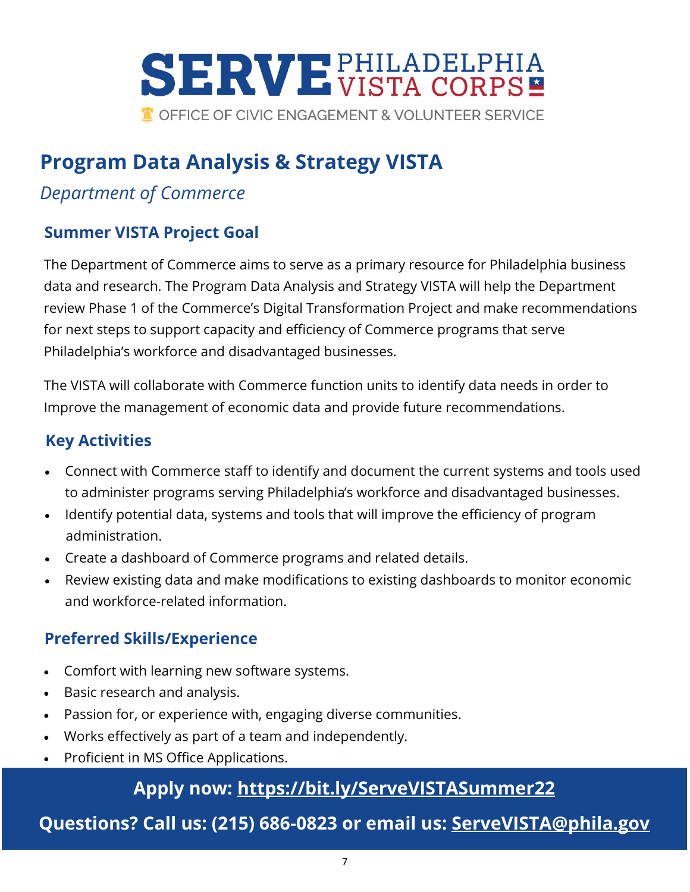# SERVE PHILADELPHIA VISTA CORPS

OFFICE OF CIVIC ENGAGEMENT & VOLUNTEER SERVICE

## Program Data Analysis & Strategy VISTA

*Department of Commerce*

### Summer VISTA Project Goal

The Department of Commerce aims to serve as a primary resource for Philadelphia business data and research. The Program Data Analysis and Strategy VISTA will help the Department review Phase 1 of the Commerce's Digital Transformation Project and make recommendations for next steps to support capacity and efficiency of Commerce programs that serve Philadelphia's workforce and disadvantaged businesses.

The VISTA will collaborate with Commerce function units to identify data needs in order to Improve the management of economic data and provide future recommendations.

### Key Activities

- Connect with Commerce staff to identify and document the current systems and tools used to administer programs serving Philadelphia's workforce and disadvantaged businesses.
- Identify potential data, systems and tools that will improve the efficiency of program administration.
- Create a dashboard of Commerce programs and related details.
- Review existing data and make modifications to existing dashboards to monitor economic and workforce-related information.

### Preferred Skills/Experience

- Comfort with learning new software systems.
- Basic research and analysis.
- Passion for, or experience with, engaging diverse communities.
- Works effectively as part of a team and independently.
- Proficient in MS Office Applications.

**Apply now: https://bit.ly/ServeVISTASummer22**

**Questions? Call us: (215) 686-0823 or email us: ServeVISTA@phila.gov**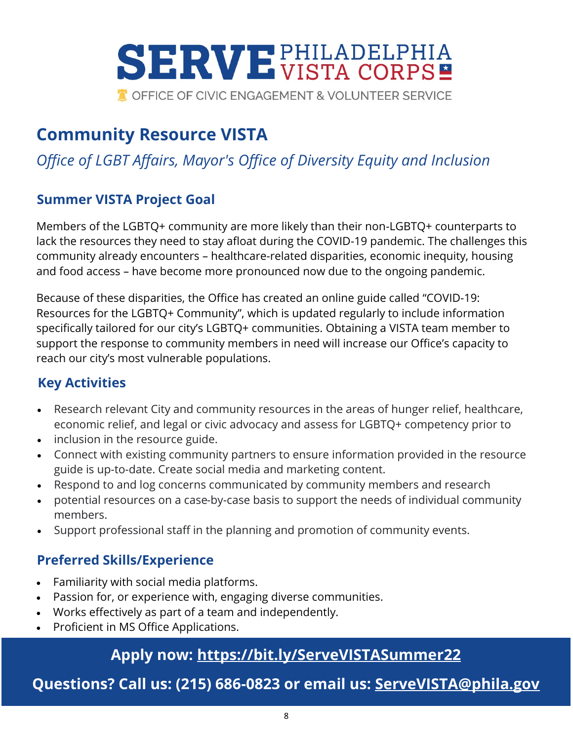# SERVE PHILADELPHIA VISTA CORPS

OFFICE OF CIVIC ENGAGEMENT & VOLUNTEER SERVICE

## Community Resource VISTA

*Office of LGBT Affairs, Mayor's Office of Diversity Equity and Inclusion*

### Summer VISTA Project Goal

Members of the LGBTQ+ community are more likely than their non-LGBTQ+ counterparts to lack the resources they need to stay afloat during the COVID-19 pandemic. The challenges this community already encounters – healthcare-related disparities, economic inequity, housing and food access – have become more pronounced now due to the ongoing pandemic.

Because of these disparities, the Office has created an online guide called "COVID-19: Resources for the LGBTQ+ Community", which is updated regularly to include information specifically tailored for our city's LGBTQ+ communities. Obtaining a VISTA team member to support the response to community members in need will increase our Office's capacity to reach our city's most vulnerable populations.

### Key Activities

- Research relevant City and community resources in the areas of hunger relief, healthcare, economic relief, and legal or civic advocacy and assess for LGBTQ+ competency prior to
- inclusion in the resource guide.
- Connect with existing community partners to ensure information provided in the resource guide is up-to-date. Create social media and marketing content.
- Respond to and log concerns communicated by community members and research
- potential resources on a case-by-case basis to support the needs of individual community members.
- Support professional staff in the planning and promotion of community events.

### Preferred Skills/Experience

- Familiarity with social media platforms.
- Passion for, or experience with, engaging diverse communities.
- Works effectively as part of a team and independently.
- Proficient in MS Office Applications.

**Apply now: https://bit.ly/ServeVISTASummer22**

**Questions? Call us: (215) 686-0823 or email us: ServeVISTA@phila.gov**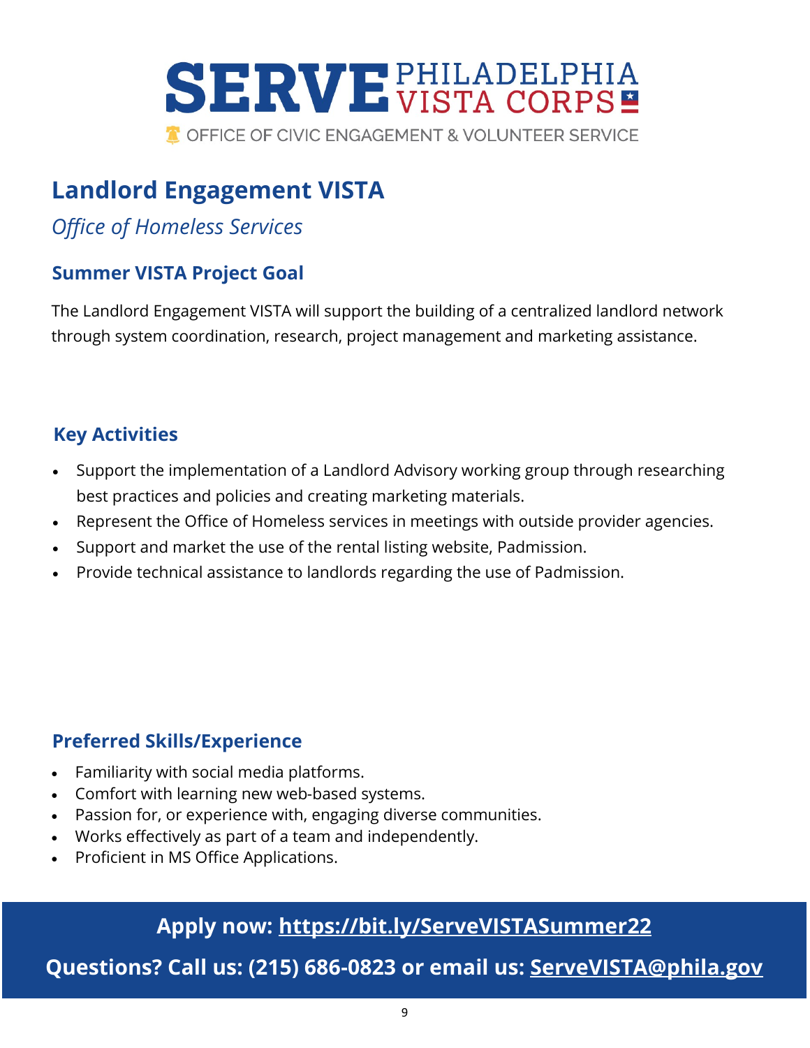# SERVE PHILADELPHIA VISTA CORPS

OFFICE OF CIVIC ENGAGEMENT & VOLUNTEER SERVICE

## Landlord Engagement VISTA

*Office of Homeless Services*

### Summer VISTA Project Goal

The Landlord Engagement VISTA will support the building of a centralized landlord network through system coordination, research, project management and marketing assistance.

### Key Activities

- Support the implementation of a Landlord Advisory working group through researching best practices and policies and creating marketing materials.
- Represent the Office of Homeless services in meetings with outside provider agencies.
- Support and market the use of the rental listing website, Padmission.
- Provide technical assistance to landlords regarding the use of Padmission.

### Preferred Skills/Experience

- Familiarity with social media platforms.
- Comfort with learning new web-based systems.
- Passion for, or experience with, engaging diverse communities.
- Works effectively as part of a team and independently.
- Proficient in MS Office Applications.

**Apply now: https://bit.ly/ServeVISTASummer22**

**Questions? Call us: (215) 686-0823 or email us: ServeVISTA@phila.gov**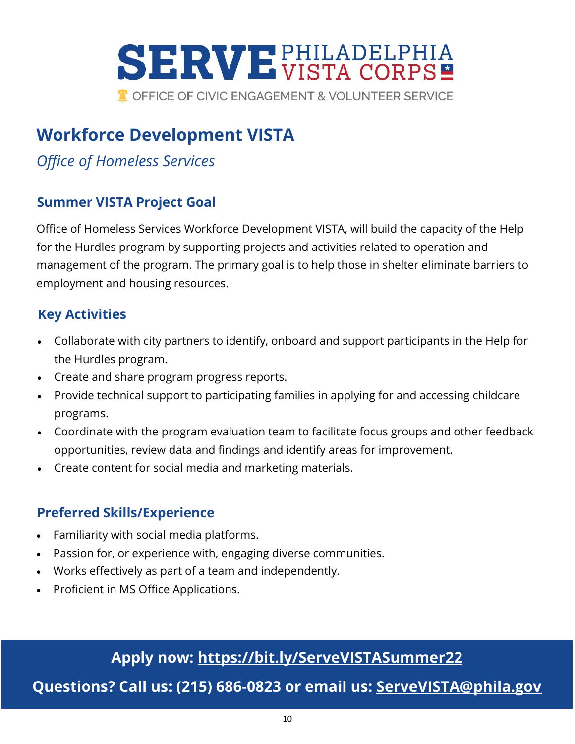SERVE PHILADELPHIA VISTA CORPS

OFFICE OF CIVIC ENGAGEMENT & VOLUNTEER SERVICE

# Workforce Development VISTA

*Office of Homeless Services*

## Summer VISTA Project Goal

Office of Homeless Services Workforce Development VISTA, will build the capacity of the Help for the Hurdles program by supporting projects and activities related to operation and management of the program. The primary goal is to help those in shelter eliminate barriers to employment and housing resources.

## Key Activities

- Collaborate with city partners to identify, onboard and support participants in the Help for the Hurdles program.
- Create and share program progress reports.
- Provide technical support to participating families in applying for and accessing childcare programs.
- Coordinate with the program evaluation team to facilitate focus groups and other feedback opportunities, review data and findings and identify areas for improvement.
- Create content for social media and marketing materials.

## Preferred Skills/Experience

- Familiarity with social media platforms.
- Passion for, or experience with, engaging diverse communities.
- Works effectively as part of a team and independently.
- Proficient in MS Office Applications.

**Apply now: https://bit.ly/ServeVISTASummer22**

**Questions? Call us: (215) 686-0823 or email us: ServeVISTA@phila.gov**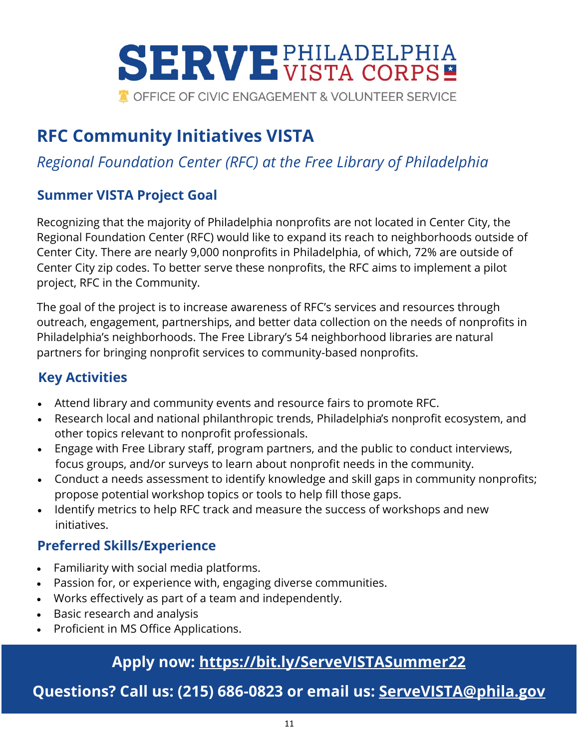# SERVE PHILADELPHIA VISTA CORPS

OFFICE OF CIVIC ENGAGEMENT & VOLUNTEER SERVICE

## RFC Community Initiatives VISTA

*Regional Foundation Center (RFC) at the Free Library of Philadelphia*

### Summer VISTA Project Goal

Recognizing that the majority of Philadelphia nonprofits are not located in Center City, the Regional Foundation Center (RFC) would like to expand its reach to neighborhoods outside of Center City. There are nearly 9,000 nonprofits in Philadelphia, of which, 72% are outside of Center City zip codes. To better serve these nonprofits, the RFC aims to implement a pilot project, RFC in the Community.

The goal of the project is to increase awareness of RFC's services and resources through outreach, engagement, partnerships, and better data collection on the needs of nonprofits in Philadelphia's neighborhoods. The Free Library's 54 neighborhood libraries are natural partners for bringing nonprofit services to community-based nonprofits.

### Key Activities

- Attend library and community events and resource fairs to promote RFC.
- Research local and national philanthropic trends, Philadelphia's nonprofit ecosystem, and other topics relevant to nonprofit professionals.
- Engage with Free Library staff, program partners, and the public to conduct interviews, focus groups, and/or surveys to learn about nonprofit needs in the community.
- Conduct a needs assessment to identify knowledge and skill gaps in community nonprofits; propose potential workshop topics or tools to help fill those gaps.
- Identify metrics to help RFC track and measure the success of workshops and new initiatives.

### Preferred Skills/Experience

- Familiarity with social media platforms.
- Passion for, or experience with, engaging diverse communities.
- Works effectively as part of a team and independently.
- Basic research and analysis
- Proficient in MS Office Applications.

**Apply now: https://bit.ly/ServeVISTASummer22**

**Questions? Call us: (215) 686-0823 or email us: ServeVISTA@phila.gov**